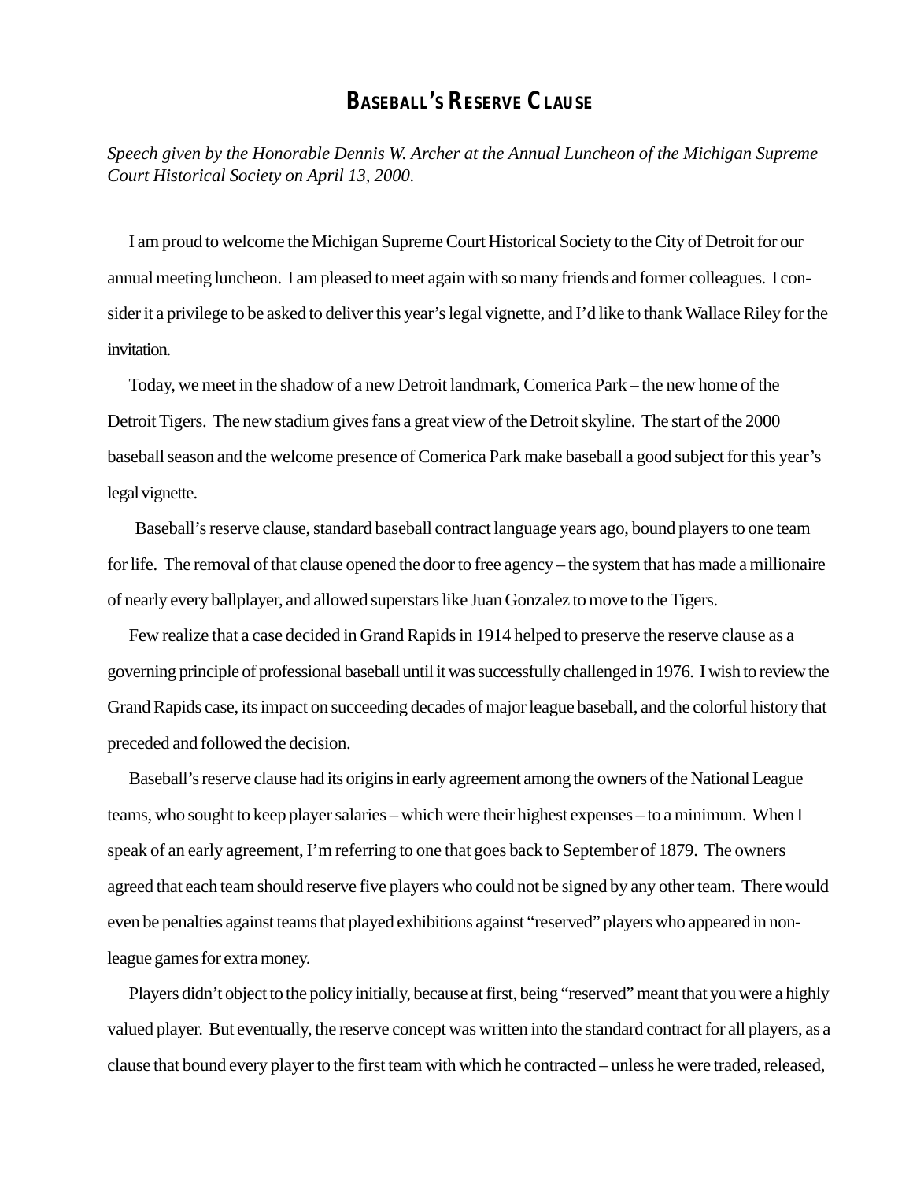# Baseball's Reserve Clause

*Speech given by the Honorable Dennis W. Archer at the Annual Luncheon of the Michigan Supreme Court Historical Society on April 13, 2000.*

I am proud to welcome the Michigan Supreme Court Historical Society to the City of Detroit for our annual meeting luncheon. I am pleased to meet again with so many friends and former colleagues. I consider it a privilege to be asked to deliver this year's legal vignette, and I'd like to thank Wallace Riley for the invitation.

Today, we meet in the shadow of a new Detroit landmark, Comerica Park – the new home of the Detroit Tigers. The new stadium gives fans a great view of the Detroit skyline. The start of the 2000 baseball season and the welcome presence of Comerica Park make baseball a good subject for this year's legal vignette.

Baseball's reserve clause, standard baseball contract language years ago, bound players to one team for life. The removal of that clause opened the door to free agency – the system that has made a millionaire of nearly every ballplayer, and allowed superstars like Juan Gonzalez to move to the Tigers.

Few realize that a case decided in Grand Rapids in 1914 helped to preserve the reserve clause as a governing principle of professional baseball until it was successfully challenged in 1976. I wish to review the Grand Rapids case, its impact on succeeding decades of major league baseball, and the colorful history that preceded and followed the decision.

Baseball's reserve clause had its origins in early agreement among the owners of the National League teams, who sought to keep player salaries – which were their highest expenses – to a minimum. When I speak of an early agreement, I'm referring to one that goes back to September of 1879. The owners agreed that each team should reserve five players who could not be signed by any other team. There would even be penalties against teams that played exhibitions against "reserved" players who appeared in non-league games for extra money.

Players didn't object to the policy initially, because at first, being "reserved" meant that you were a highly valued player. But eventually, the reserve concept was written into the standard contract for all players, as a clause that bound every player to the first team with which he contracted – unless he were traded, released,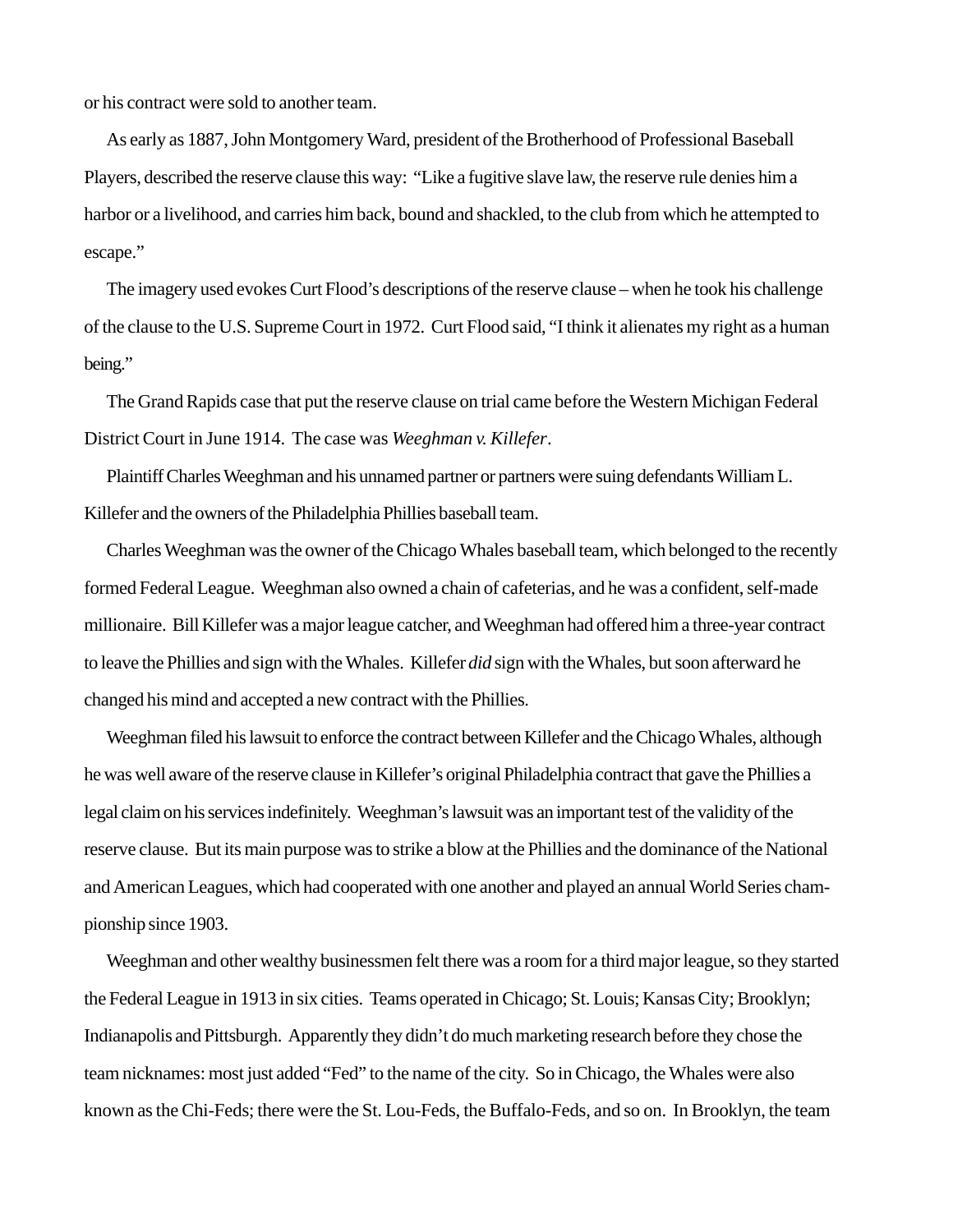or his contract were sold to another team.

As early as 1887, John Montgomery Ward, president of the Brotherhood of Professional Baseball Players, described the reserve clause this way: "Like a fugitive slave law, the reserve rule denies him a harbor or a livelihood, and carries him back, bound and shackled, to the club from which he attempted to escape."

The imagery used evokes Curt Flood's descriptions of the reserve clause – when he took his challenge of the clause to the U.S. Supreme Court in 1972. Curt Flood said, "I think it alienates my right as a human being."

The Grand Rapids case that put the reserve clause on trial came before the Western Michigan Federal District Court in June 1914. The case was *Weeghman v. Killefer*.

Plaintiff Charles Weeghman and his unnamed partner or partners were suing defendants William L. Killefer and the owners of the Philadelphia Phillies baseball team.

Charles Weeghman was the owner of the Chicago Whales baseball team, which belonged to the recently formed Federal League. Weeghman also owned a chain of cafeterias, and he was a confident, self-made millionaire. Bill Killefer was a major league catcher, and Weeghman had offered him a three-year contract to leave the Phillies and sign with the Whales. Killefer *did* sign with the Whales, but soon afterward he changed his mind and accepted a new contract with the Phillies.

Weeghman filed his lawsuit to enforce the contract between Killefer and the Chicago Whales, although he was well aware of the reserve clause in Killefer's original Philadelphia contract that gave the Phillies a legal claim on his services indefinitely. Weeghman's lawsuit was an important test of the validity of the reserve clause. But its main purpose was to strike a blow at the Phillies and the dominance of the National and American Leagues, which had cooperated with one another and played an annual World Series championship since 1903.

Weeghman and other wealthy businessmen felt there was a room for a third major league, so they started the Federal League in 1913 in six cities. Teams operated in Chicago; St. Louis; Kansas City; Brooklyn; Indianapolis and Pittsburgh. Apparently they didn't do much marketing research before they chose the team nicknames: most just added "Fed" to the name of the city. So in Chicago, the Whales were also known as the Chi-Feds; there were the St. Lou-Feds, the Buffalo-Feds, and so on. In Brooklyn, the team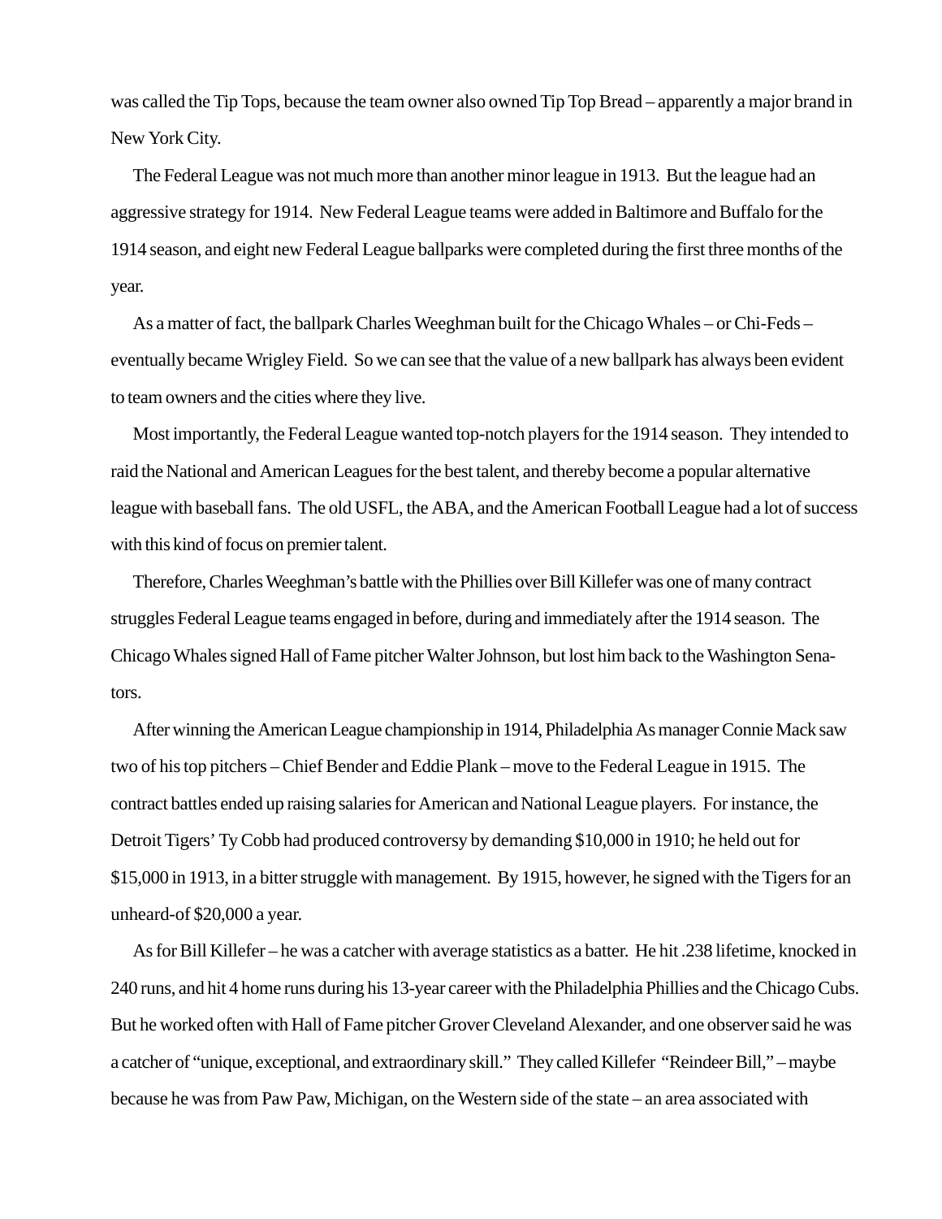was called the Tip Tops, because the team owner also owned Tip Top Bread – apparently a major brand in New York City.

The Federal League was not much more than another minor league in 1913. But the league had an aggressive strategy for 1914. New Federal League teams were added in Baltimore and Buffalo for the 1914 season, and eight new Federal League ballparks were completed during the first three months of the year.

As a matter of fact, the ballpark Charles Weeghman built for the Chicago Whales – or Chi-Feds – eventually became Wrigley Field. So we can see that the value of a new ballpark has always been evident to team owners and the cities where they live.

Most importantly, the Federal League wanted top-notch players for the 1914 season. They intended to raid the National and American Leagues for the best talent, and thereby become a popular alternative league with baseball fans. The old USFL, the ABA, and the American Football League had a lot of success with this kind of focus on premier talent.

Therefore, Charles Weeghman's battle with the Phillies over Bill Killefer was one of many contract struggles Federal League teams engaged in before, during and immediately after the 1914 season. The Chicago Whales signed Hall of Fame pitcher Walter Johnson, but lost him back to the Washington Senators.

After winning the American League championship in 1914, Philadelphia As manager Connie Mack saw two of his top pitchers – Chief Bender and Eddie Plank – move to the Federal League in 1915. The contract battles ended up raising salaries for American and National League players. For instance, the Detroit Tigers' Ty Cobb had produced controversy by demanding $10,000 in 1910; he held out for $15,000 in 1913, in a bitter struggle with management. By 1915, however, he signed with the Tigers for an unheard-of $20,000 a year.

As for Bill Killefer – he was a catcher with average statistics as a batter. He hit .238 lifetime, knocked in 240 runs, and hit 4 home runs during his 13-year career with the Philadelphia Phillies and the Chicago Cubs. But he worked often with Hall of Fame pitcher Grover Cleveland Alexander, and one observer said he was a catcher of "unique, exceptional, and extraordinary skill." They called Killefer "Reindeer Bill," – maybe because he was from Paw Paw, Michigan, on the Western side of the state – an area associated with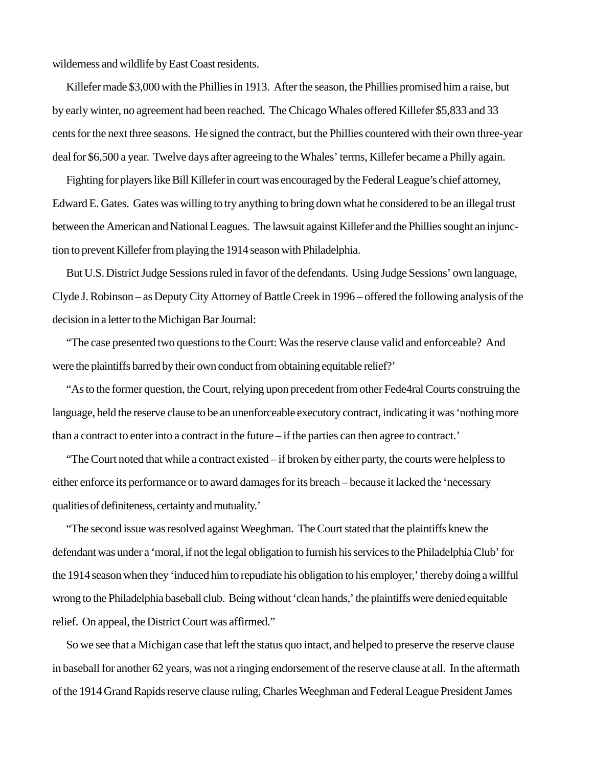wilderness and wildlife by East Coast residents.

Killefer made $3,000 with the Phillies in 1913. After the season, the Phillies promised him a raise, but by early winter, no agreement had been reached. The Chicago Whales offered Killefer $5,833 and 33 cents for the next three seasons. He signed the contract, but the Phillies countered with their own three-year deal for $6,500 a year. Twelve days after agreeing to the Whales' terms, Killefer became a Philly again.

Fighting for players like Bill Killefer in court was encouraged by the Federal League's chief attorney, Edward E. Gates. Gates was willing to try anything to bring down what he considered to be an illegal trust between the American and National Leagues. The lawsuit against Killefer and the Phillies sought an injunction to prevent Killefer from playing the 1914 season with Philadelphia.

But U.S. District Judge Sessions ruled in favor of the defendants. Using Judge Sessions' own language, Clyde J. Robinson – as Deputy City Attorney of Battle Creek in 1996 – offered the following analysis of the decision in a letter to the Michigan Bar Journal:

"The case presented two questions to the Court: Was the reserve clause valid and enforceable? And were the plaintiffs barred by their own conduct from obtaining equitable relief?'

"As to the former question, the Court, relying upon precedent from other Fede4ral Courts construing the language, held the reserve clause to be an unenforceable executory contract, indicating it was 'nothing more than a contract to enter into a contract in the future – if the parties can then agree to contract.'

"The Court noted that while a contract existed – if broken by either party, the courts were helpless to either enforce its performance or to award damages for its breach – because it lacked the 'necessary qualities of definiteness, certainty and mutuality.'

"The second issue was resolved against Weeghman. The Court stated that the plaintiffs knew the defendant was under a 'moral, if not the legal obligation to furnish his services to the Philadelphia Club' for the 1914 season when they 'induced him to repudiate his obligation to his employer,' thereby doing a willful wrong to the Philadelphia baseball club. Being without 'clean hands,' the plaintiffs were denied equitable relief. On appeal, the District Court was affirmed."

So we see that a Michigan case that left the status quo intact, and helped to preserve the reserve clause in baseball for another 62 years, was not a ringing endorsement of the reserve clause at all. In the aftermath of the 1914 Grand Rapids reserve clause ruling, Charles Weeghman and Federal League President James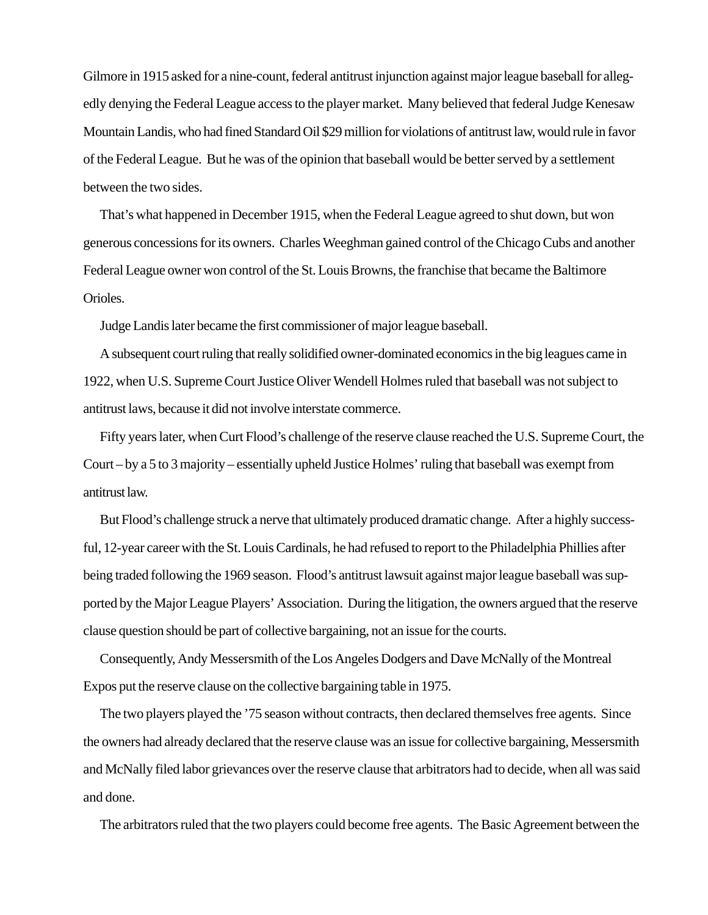Gilmore in 1915 asked for a nine-count, federal antitrust injunction against major league baseball for allegedly denying the Federal League access to the player market. Many believed that federal Judge Kenesaw Mountain Landis, who had fined Standard Oil $29 million for violations of antitrust law, would rule in favor of the Federal League. But he was of the opinion that baseball would be better served by a settlement between the two sides.

That's what happened in December 1915, when the Federal League agreed to shut down, but won generous concessions for its owners. Charles Weeghman gained control of the Chicago Cubs and another Federal League owner won control of the St. Louis Browns, the franchise that became the Baltimore Orioles.

Judge Landis later became the first commissioner of major league baseball.

A subsequent court ruling that really solidified owner-dominated economics in the big leagues came in 1922, when U.S. Supreme Court Justice Oliver Wendell Holmes ruled that baseball was not subject to antitrust laws, because it did not involve interstate commerce.

Fifty years later, when Curt Flood's challenge of the reserve clause reached the U.S. Supreme Court, the Court – by a 5 to 3 majority – essentially upheld Justice Holmes' ruling that baseball was exempt from antitrust law.

But Flood's challenge struck a nerve that ultimately produced dramatic change. After a highly successful, 12-year career with the St. Louis Cardinals, he had refused to report to the Philadelphia Phillies after being traded following the 1969 season. Flood's antitrust lawsuit against major league baseball was supported by the Major League Players' Association. During the litigation, the owners argued that the reserve clause question should be part of collective bargaining, not an issue for the courts.

Consequently, Andy Messersmith of the Los Angeles Dodgers and Dave McNally of the Montreal Expos put the reserve clause on the collective bargaining table in 1975.

The two players played the '75 season without contracts, then declared themselves free agents. Since the owners had already declared that the reserve clause was an issue for collective bargaining, Messersmith and McNally filed labor grievances over the reserve clause that arbitrators had to decide, when all was said and done.

The arbitrators ruled that the two players could become free agents. The Basic Agreement between the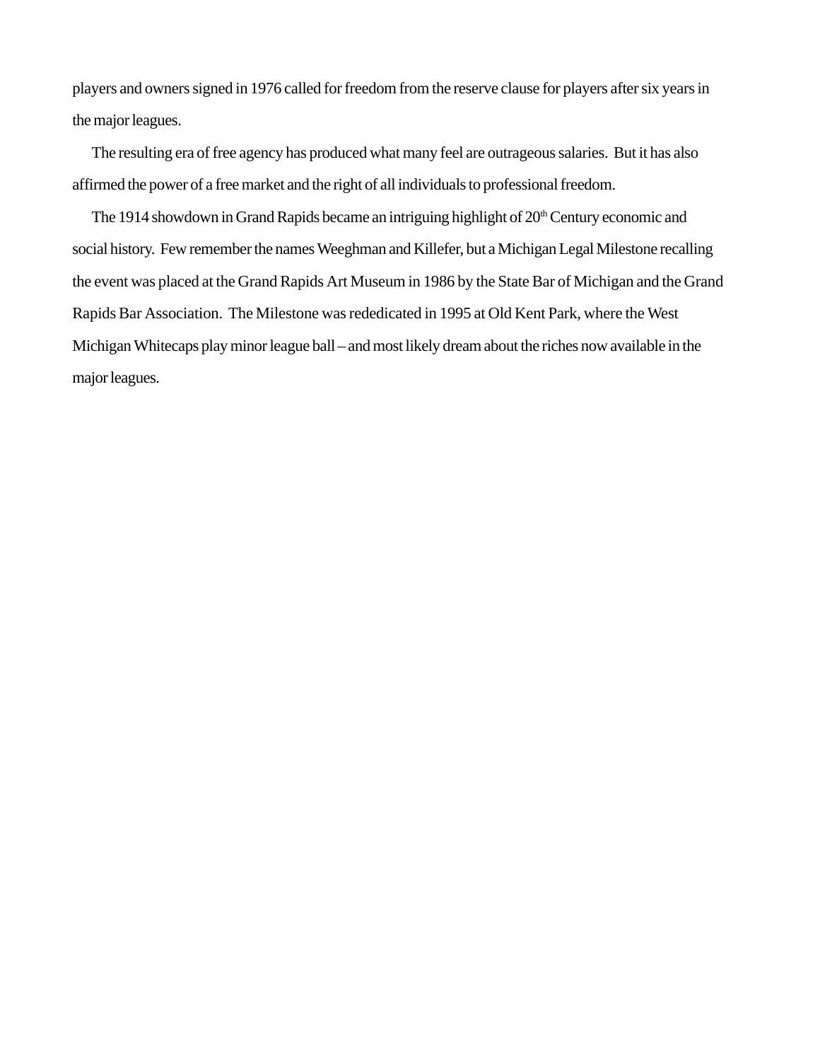players and owners signed in 1976 called for freedom from the reserve clause for players after six years in the major leagues.

The resulting era of free agency has produced what many feel are outrageous salaries. But it has also affirmed the power of a free market and the right of all individuals to professional freedom.

The 1914 showdown in Grand Rapids became an intriguing highlight of 20th Century economic and social history. Few remember the names Weeghman and Killefer, but a Michigan Legal Milestone recalling the event was placed at the Grand Rapids Art Museum in 1986 by the State Bar of Michigan and the Grand Rapids Bar Association. The Milestone was rededicated in 1995 at Old Kent Park, where the West Michigan Whitecaps play minor league ball – and most likely dream about the riches now available in the major leagues.